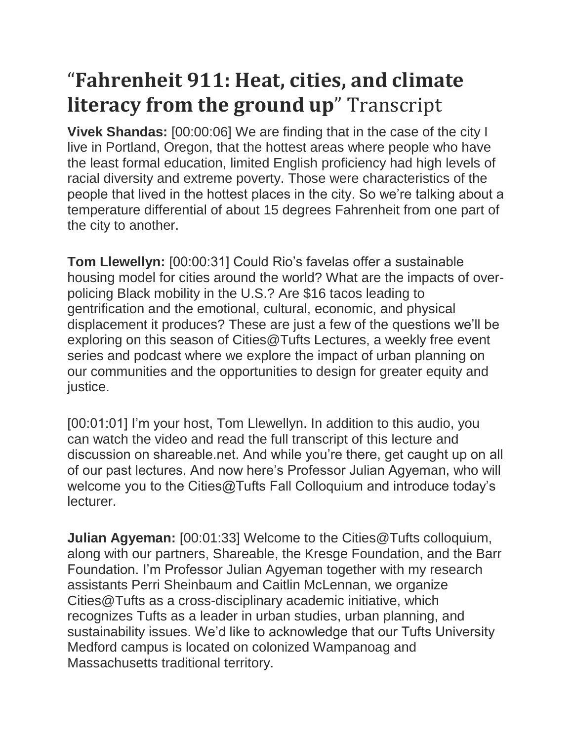# "**Fahrenheit 911: Heat, cities, and climate literacy from the ground up**" Transcript

**Vivek Shandas:** [00:00:06] We are finding that in the case of the city I live in Portland, Oregon, that the hottest areas where people who have the least formal education, limited English proficiency had high levels of racial diversity and extreme poverty. Those were characteristics of the people that lived in the hottest places in the city. So we're talking about a temperature differential of about 15 degrees Fahrenheit from one part of the city to another.

**Tom Llewellyn:** [00:00:31] Could Rio's favelas offer a sustainable housing model for cities around the world? What are the impacts of over-policing Black mobility in the U.S.? Are $16 tacos leading to gentrification and the emotional, cultural, economic, and physical displacement it produces? These are just a few of the questions we'll be exploring on this season of Cities@Tufts Lectures, a weekly free event series and podcast where we explore the impact of urban planning on our communities and the opportunities to design for greater equity and justice.

[00:01:01] I'm your host, Tom Llewellyn. In addition to this audio, you can watch the video and read the full transcript of this lecture and discussion on shareable.net. And while you're there, get caught up on all of our past lectures. And now here's Professor Julian Agyeman, who will welcome you to the Cities@Tufts Fall Colloquium and introduce today's lecturer.

**Julian Agyeman:** [00:01:33] Welcome to the Cities@Tufts colloquium, along with our partners, Shareable, the Kresge Foundation, and the Barr Foundation. I'm Professor Julian Agyeman together with my research assistants Perri Sheinbaum and Caitlin McLennan, we organize Cities@Tufts as a cross-disciplinary academic initiative, which recognizes Tufts as a leader in urban studies, urban planning, and sustainability issues. We'd like to acknowledge that our Tufts University Medford campus is located on colonized Wampanoag and Massachusetts traditional territory.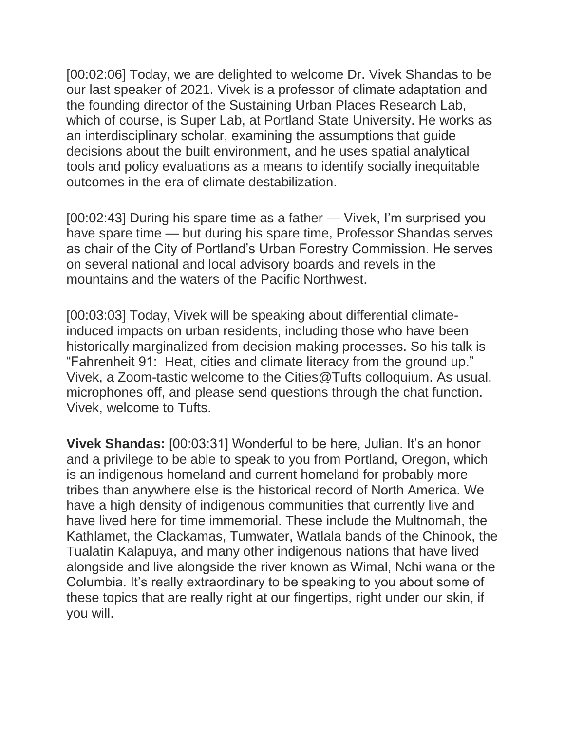[00:02:06] Today, we are delighted to welcome Dr. Vivek Shandas to be our last speaker of 2021. Vivek is a professor of climate adaptation and the founding director of the Sustaining Urban Places Research Lab, which of course, is Super Lab, at Portland State University. He works as an interdisciplinary scholar, examining the assumptions that guide decisions about the built environment, and he uses spatial analytical tools and policy evaluations as a means to identify socially inequitable outcomes in the era of climate destabilization.

[00:02:43] During his spare time as a father — Vivek, I'm surprised you have spare time — but during his spare time, Professor Shandas serves as chair of the City of Portland's Urban Forestry Commission. He serves on several national and local advisory boards and revels in the mountains and the waters of the Pacific Northwest.

[00:03:03] Today, Vivek will be speaking about differential climate-induced impacts on urban residents, including those who have been historically marginalized from decision making processes. So his talk is "Fahrenheit 91: Heat, cities and climate literacy from the ground up." Vivek, a Zoom-tastic welcome to the Cities@Tufts colloquium. As usual, microphones off, and please send questions through the chat function. Vivek, welcome to Tufts.

**Vivek Shandas:** [00:03:31] Wonderful to be here, Julian. It's an honor and a privilege to be able to speak to you from Portland, Oregon, which is an indigenous homeland and current homeland for probably more tribes than anywhere else is the historical record of North America. We have a high density of indigenous communities that currently live and have lived here for time immemorial. These include the Multnomah, the Kathlamet, the Clackamas, Tumwater, Watlala bands of the Chinook, the Tualatin Kalapuya, and many other indigenous nations that have lived alongside and live alongside the river known as Wimal, Nchi wana or the Columbia. It's really extraordinary to be speaking to you about some of these topics that are really right at our fingertips, right under our skin, if you will.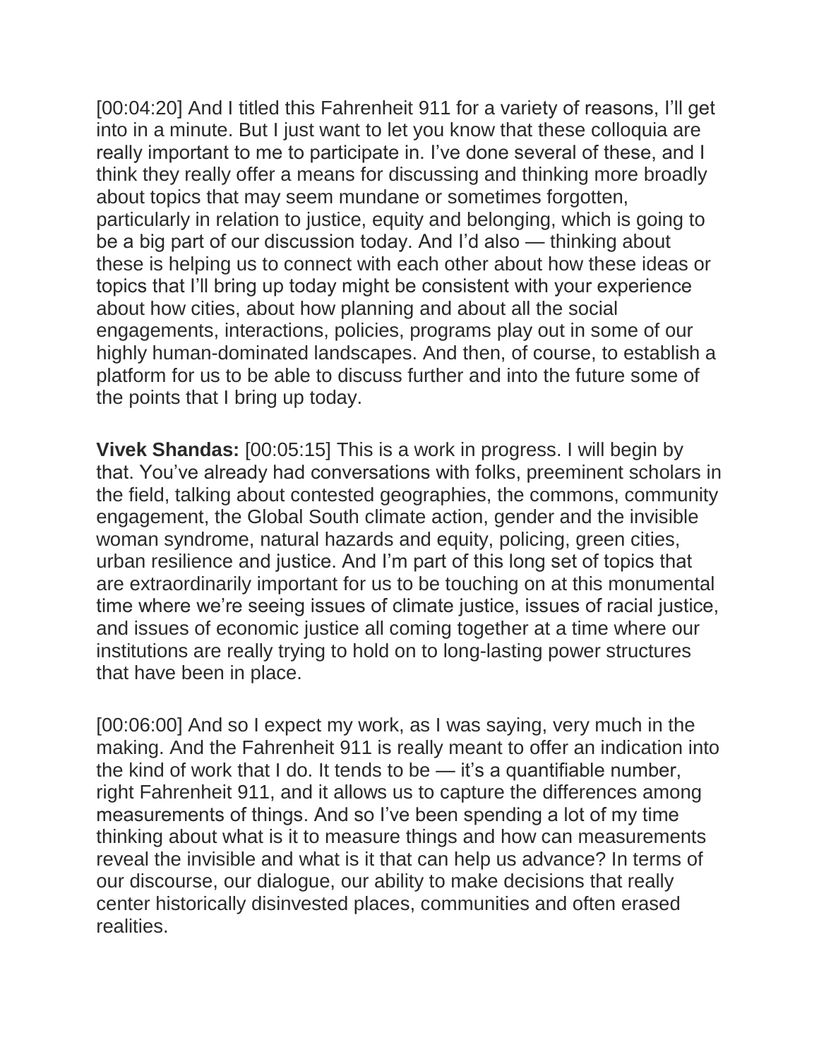[00:04:20] And I titled this Fahrenheit 911 for a variety of reasons, I'll get into in a minute. But I just want to let you know that these colloquia are really important to me to participate in. I've done several of these, and I think they really offer a means for discussing and thinking more broadly about topics that may seem mundane or sometimes forgotten, particularly in relation to justice, equity and belonging, which is going to be a big part of our discussion today. And I'd also — thinking about these is helping us to connect with each other about how these ideas or topics that I'll bring up today might be consistent with your experience about how cities, about how planning and about all the social engagements, interactions, policies, programs play out in some of our highly human-dominated landscapes. And then, of course, to establish a platform for us to be able to discuss further and into the future some of the points that I bring up today.

**Vivek Shandas:** [00:05:15] This is a work in progress. I will begin by that. You've already had conversations with folks, preeminent scholars in the field, talking about contested geographies, the commons, community engagement, the Global South climate action, gender and the invisible woman syndrome, natural hazards and equity, policing, green cities, urban resilience and justice. And I'm part of this long set of topics that are extraordinarily important for us to be touching on at this monumental time where we're seeing issues of climate justice, issues of racial justice, and issues of economic justice all coming together at a time where our institutions are really trying to hold on to long-lasting power structures that have been in place.

[00:06:00] And so I expect my work, as I was saying, very much in the making. And the Fahrenheit 911 is really meant to offer an indication into the kind of work that I do. It tends to be — it's a quantifiable number, right Fahrenheit 911, and it allows us to capture the differences among measurements of things. And so I've been spending a lot of my time thinking about what is it to measure things and how can measurements reveal the invisible and what is it that can help us advance? In terms of our discourse, our dialogue, our ability to make decisions that really center historically disinvested places, communities and often erased realities.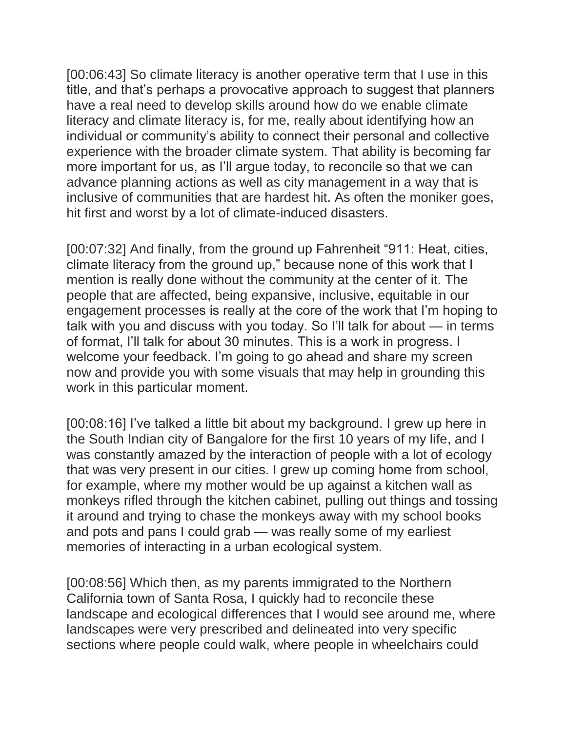[00:06:43] So climate literacy is another operative term that I use in this title, and that's perhaps a provocative approach to suggest that planners have a real need to develop skills around how do we enable climate literacy and climate literacy is, for me, really about identifying how an individual or community's ability to connect their personal and collective experience with the broader climate system. That ability is becoming far more important for us, as I'll argue today, to reconcile so that we can advance planning actions as well as city management in a way that is inclusive of communities that are hardest hit. As often the moniker goes, hit first and worst by a lot of climate-induced disasters.

[00:07:32] And finally, from the ground up Fahrenheit "911: Heat, cities, climate literacy from the ground up," because none of this work that I mention is really done without the community at the center of it. The people that are affected, being expansive, inclusive, equitable in our engagement processes is really at the core of the work that I'm hoping to talk with you and discuss with you today. So I'll talk for about — in terms of format, I'll talk for about 30 minutes. This is a work in progress. I welcome your feedback. I'm going to go ahead and share my screen now and provide you with some visuals that may help in grounding this work in this particular moment.

[00:08:16] I've talked a little bit about my background. I grew up here in the South Indian city of Bangalore for the first 10 years of my life, and I was constantly amazed by the interaction of people with a lot of ecology that was very present in our cities. I grew up coming home from school, for example, where my mother would be up against a kitchen wall as monkeys rifled through the kitchen cabinet, pulling out things and tossing it around and trying to chase the monkeys away with my school books and pots and pans I could grab — was really some of my earliest memories of interacting in a urban ecological system.

[00:08:56] Which then, as my parents immigrated to the Northern California town of Santa Rosa, I quickly had to reconcile these landscape and ecological differences that I would see around me, where landscapes were very prescribed and delineated into very specific sections where people could walk, where people in wheelchairs could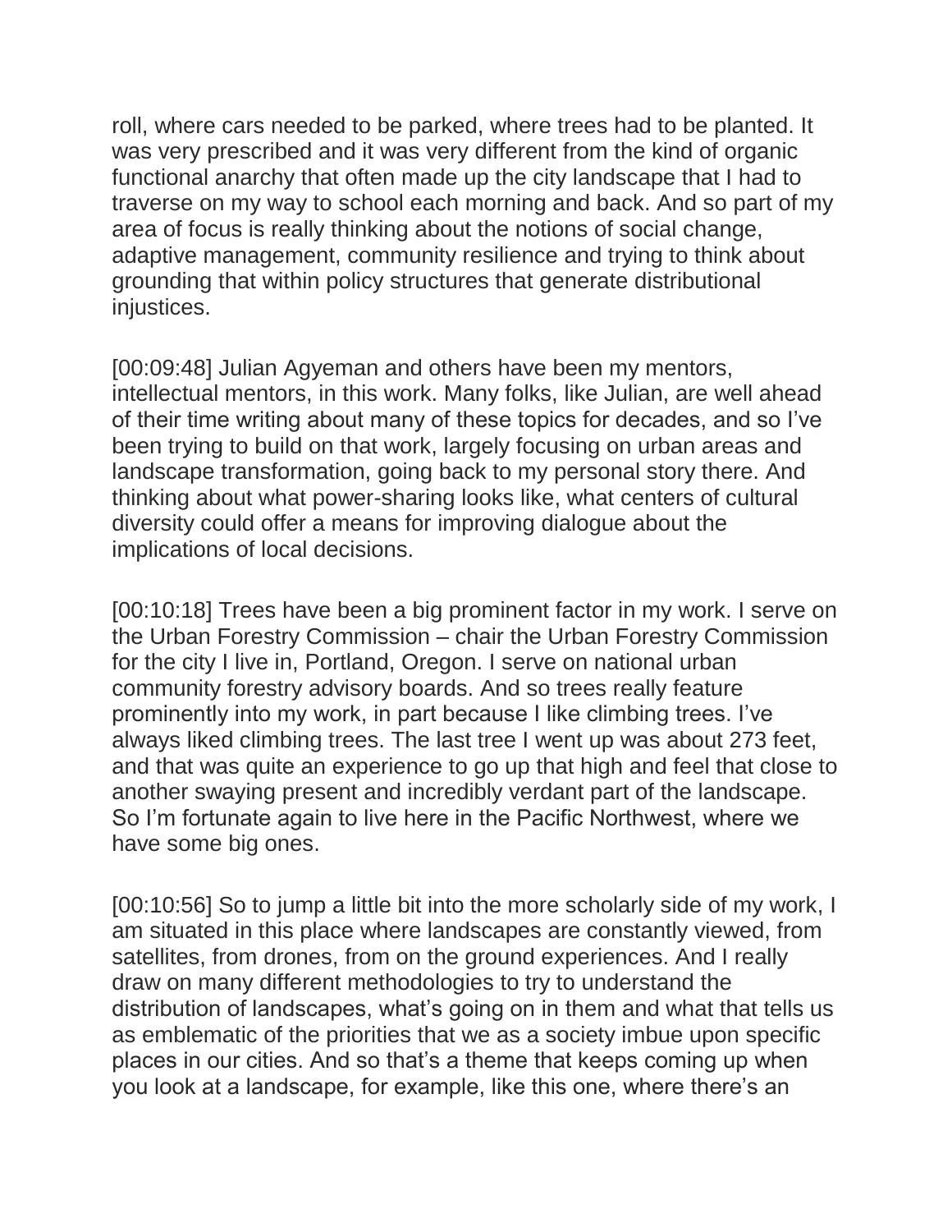roll, where cars needed to be parked, where trees had to be planted. It was very prescribed and it was very different from the kind of organic functional anarchy that often made up the city landscape that I had to traverse on my way to school each morning and back. And so part of my area of focus is really thinking about the notions of social change, adaptive management, community resilience and trying to think about grounding that within policy structures that generate distributional injustices.

[00:09:48] Julian Agyeman and others have been my mentors, intellectual mentors, in this work. Many folks, like Julian, are well ahead of their time writing about many of these topics for decades, and so I've been trying to build on that work, largely focusing on urban areas and landscape transformation, going back to my personal story there. And thinking about what power-sharing looks like, what centers of cultural diversity could offer a means for improving dialogue about the implications of local decisions.

[00:10:18] Trees have been a big prominent factor in my work. I serve on the Urban Forestry Commission – chair the Urban Forestry Commission for the city I live in, Portland, Oregon. I serve on national urban community forestry advisory boards. And so trees really feature prominently into my work, in part because I like climbing trees. I've always liked climbing trees. The last tree I went up was about 273 feet, and that was quite an experience to go up that high and feel that close to another swaying present and incredibly verdant part of the landscape. So I'm fortunate again to live here in the Pacific Northwest, where we have some big ones.

[00:10:56] So to jump a little bit into the more scholarly side of my work, I am situated in this place where landscapes are constantly viewed, from satellites, from drones, from on the ground experiences. And I really draw on many different methodologies to try to understand the distribution of landscapes, what's going on in them and what that tells us as emblematic of the priorities that we as a society imbue upon specific places in our cities. And so that's a theme that keeps coming up when you look at a landscape, for example, like this one, where there's an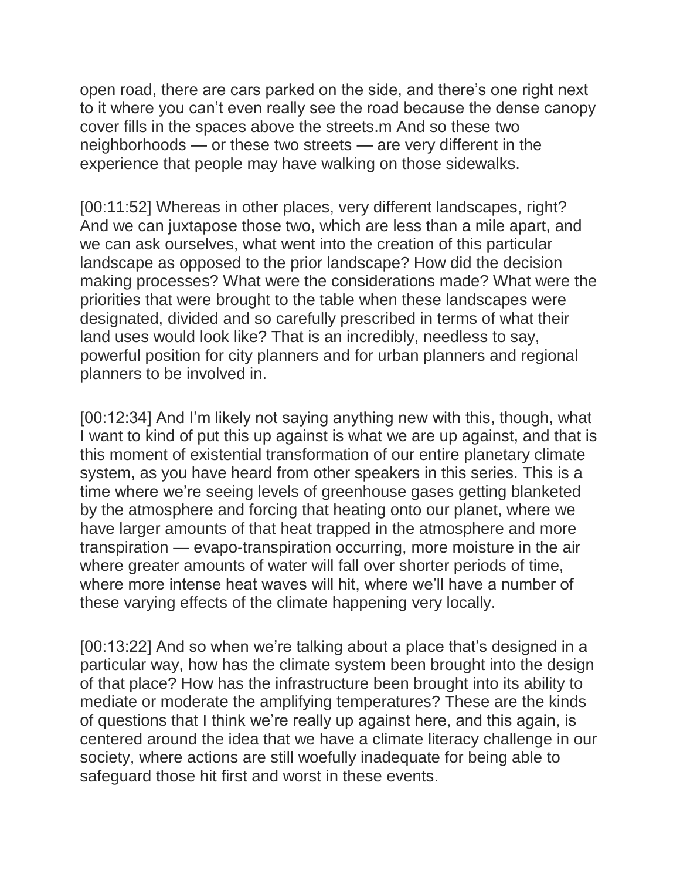open road, there are cars parked on the side, and there's one right next to it where you can't even really see the road because the dense canopy cover fills in the spaces above the streets.m And so these two neighborhoods — or these two streets — are very different in the experience that people may have walking on those sidewalks.

[00:11:52] Whereas in other places, very different landscapes, right? And we can juxtapose those two, which are less than a mile apart, and we can ask ourselves, what went into the creation of this particular landscape as opposed to the prior landscape? How did the decision making processes? What were the considerations made? What were the priorities that were brought to the table when these landscapes were designated, divided and so carefully prescribed in terms of what their land uses would look like? That is an incredibly, needless to say, powerful position for city planners and for urban planners and regional planners to be involved in.

[00:12:34] And I'm likely not saying anything new with this, though, what I want to kind of put this up against is what we are up against, and that is this moment of existential transformation of our entire planetary climate system, as you have heard from other speakers in this series. This is a time where we're seeing levels of greenhouse gases getting blanketed by the atmosphere and forcing that heating onto our planet, where we have larger amounts of that heat trapped in the atmosphere and more transpiration — evapo-transpiration occurring, more moisture in the air where greater amounts of water will fall over shorter periods of time, where more intense heat waves will hit, where we'll have a number of these varying effects of the climate happening very locally.

[00:13:22] And so when we're talking about a place that's designed in a particular way, how has the climate system been brought into the design of that place? How has the infrastructure been brought into its ability to mediate or moderate the amplifying temperatures? These are the kinds of questions that I think we're really up against here, and this again, is centered around the idea that we have a climate literacy challenge in our society, where actions are still woefully inadequate for being able to safeguard those hit first and worst in these events.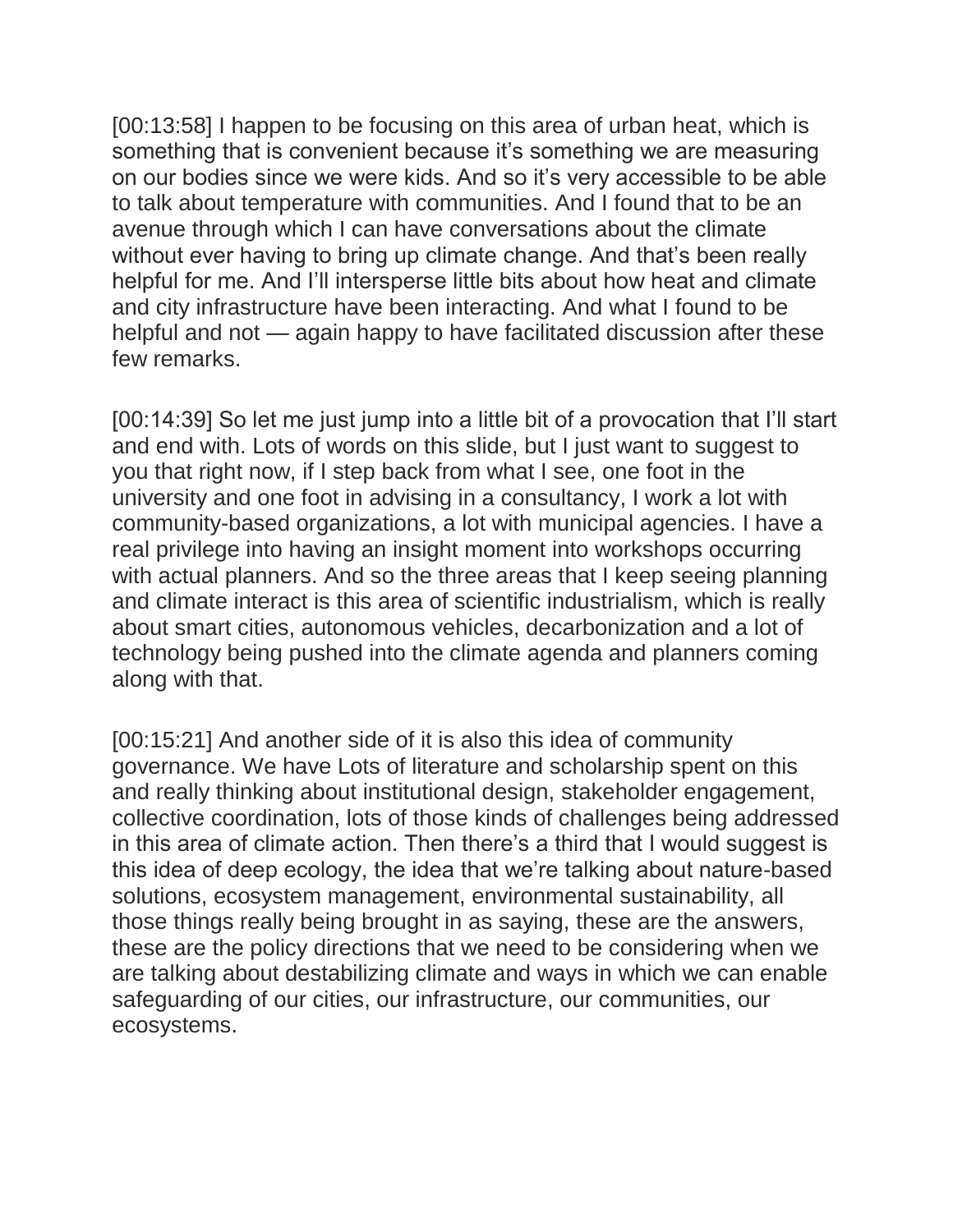[00:13:58] I happen to be focusing on this area of urban heat, which is something that is convenient because it's something we are measuring on our bodies since we were kids. And so it's very accessible to be able to talk about temperature with communities. And I found that to be an avenue through which I can have conversations about the climate without ever having to bring up climate change. And that's been really helpful for me. And I'll intersperse little bits about how heat and climate and city infrastructure have been interacting. And what I found to be helpful and not — again happy to have facilitated discussion after these few remarks.

[00:14:39] So let me just jump into a little bit of a provocation that I'll start and end with. Lots of words on this slide, but I just want to suggest to you that right now, if I step back from what I see, one foot in the university and one foot in advising in a consultancy, I work a lot with community-based organizations, a lot with municipal agencies. I have a real privilege into having an insight moment into workshops occurring with actual planners. And so the three areas that I keep seeing planning and climate interact is this area of scientific industrialism, which is really about smart cities, autonomous vehicles, decarbonization and a lot of technology being pushed into the climate agenda and planners coming along with that.

[00:15:21] And another side of it is also this idea of community governance. We have Lots of literature and scholarship spent on this and really thinking about institutional design, stakeholder engagement, collective coordination, lots of those kinds of challenges being addressed in this area of climate action. Then there's a third that I would suggest is this idea of deep ecology, the idea that we're talking about nature-based solutions, ecosystem management, environmental sustainability, all those things really being brought in as saying, these are the answers, these are the policy directions that we need to be considering when we are talking about destabilizing climate and ways in which we can enable safeguarding of our cities, our infrastructure, our communities, our ecosystems.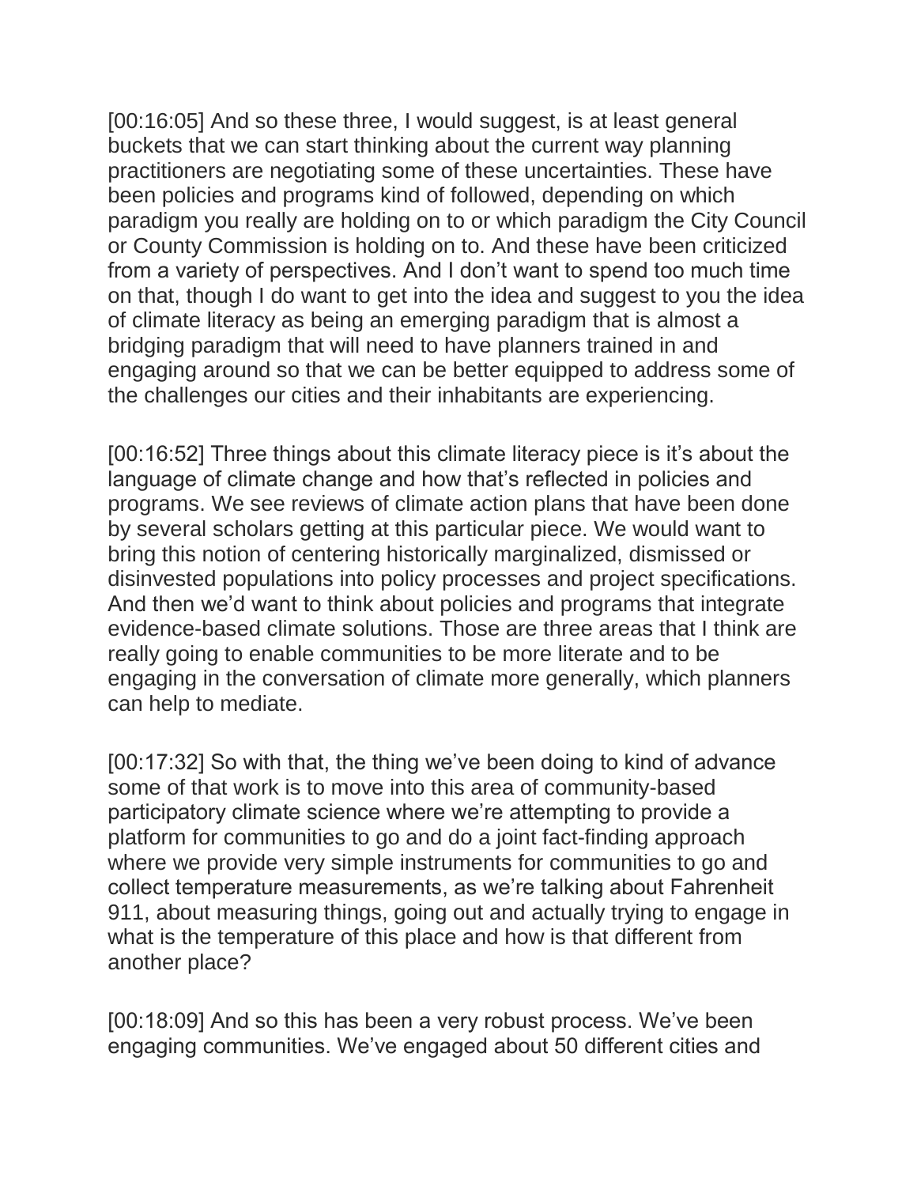[00:16:05] And so these three, I would suggest, is at least general buckets that we can start thinking about the current way planning practitioners are negotiating some of these uncertainties. These have been policies and programs kind of followed, depending on which paradigm you really are holding on to or which paradigm the City Council or County Commission is holding on to. And these have been criticized from a variety of perspectives. And I don't want to spend too much time on that, though I do want to get into the idea and suggest to you the idea of climate literacy as being an emerging paradigm that is almost a bridging paradigm that will need to have planners trained in and engaging around so that we can be better equipped to address some of the challenges our cities and their inhabitants are experiencing.

[00:16:52] Three things about this climate literacy piece is it's about the language of climate change and how that's reflected in policies and programs. We see reviews of climate action plans that have been done by several scholars getting at this particular piece. We would want to bring this notion of centering historically marginalized, dismissed or disinvested populations into policy processes and project specifications. And then we'd want to think about policies and programs that integrate evidence-based climate solutions. Those are three areas that I think are really going to enable communities to be more literate and to be engaging in the conversation of climate more generally, which planners can help to mediate.

[00:17:32] So with that, the thing we've been doing to kind of advance some of that work is to move into this area of community-based participatory climate science where we're attempting to provide a platform for communities to go and do a joint fact-finding approach where we provide very simple instruments for communities to go and collect temperature measurements, as we're talking about Fahrenheit 911, about measuring things, going out and actually trying to engage in what is the temperature of this place and how is that different from another place?

[00:18:09] And so this has been a very robust process. We've been engaging communities. We've engaged about 50 different cities and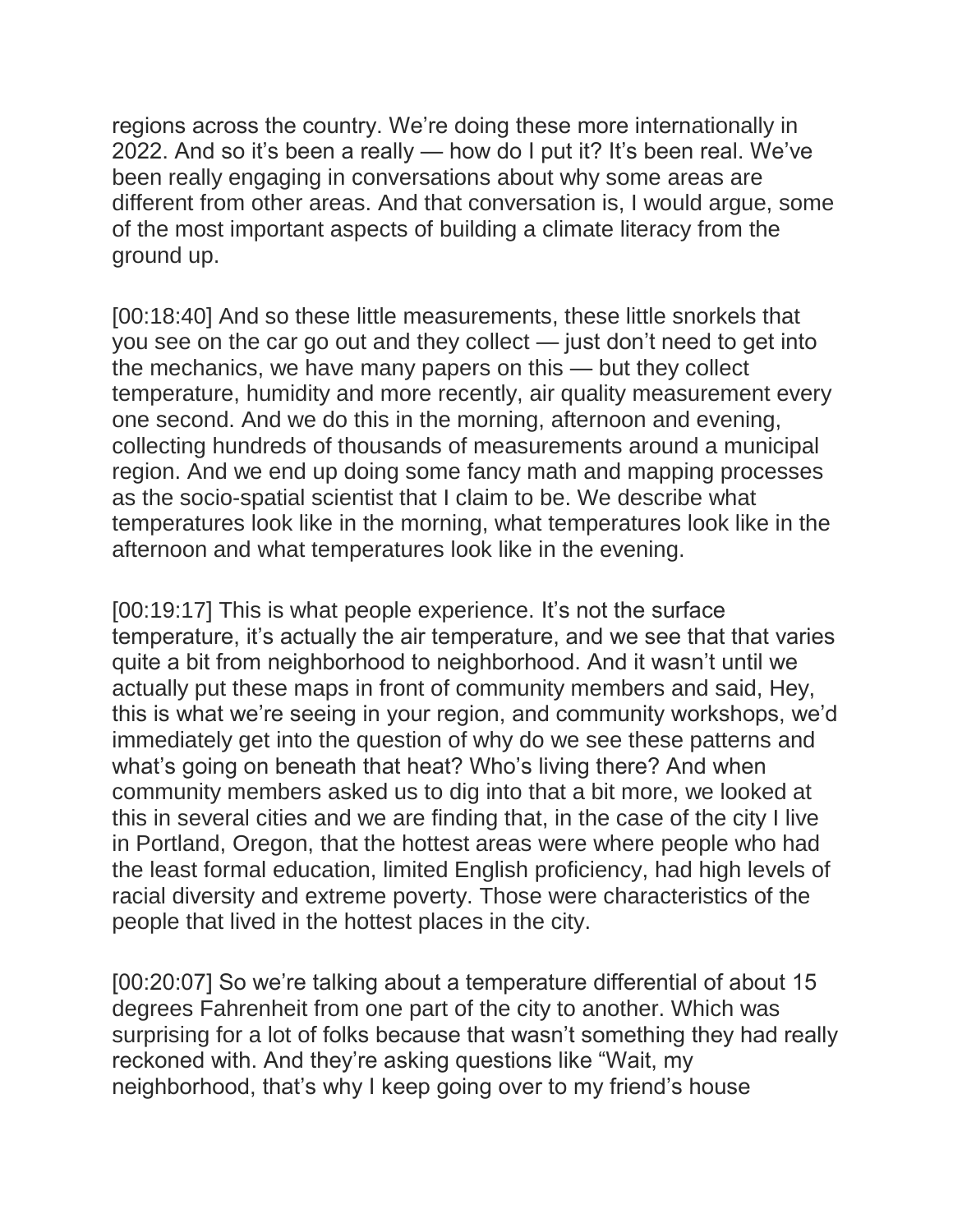regions across the country. We're doing these more internationally in 2022. And so it's been a really — how do I put it? It's been real. We've been really engaging in conversations about why some areas are different from other areas. And that conversation is, I would argue, some of the most important aspects of building a climate literacy from the ground up.

[00:18:40] And so these little measurements, these little snorkels that you see on the car go out and they collect — just don't need to get into the mechanics, we have many papers on this — but they collect temperature, humidity and more recently, air quality measurement every one second. And we do this in the morning, afternoon and evening, collecting hundreds of thousands of measurements around a municipal region. And we end up doing some fancy math and mapping processes as the socio-spatial scientist that I claim to be. We describe what temperatures look like in the morning, what temperatures look like in the afternoon and what temperatures look like in the evening.

[00:19:17] This is what people experience. It's not the surface temperature, it's actually the air temperature, and we see that that varies quite a bit from neighborhood to neighborhood. And it wasn't until we actually put these maps in front of community members and said, Hey, this is what we're seeing in your region, and community workshops, we'd immediately get into the question of why do we see these patterns and what's going on beneath that heat? Who's living there? And when community members asked us to dig into that a bit more, we looked at this in several cities and we are finding that, in the case of the city I live in Portland, Oregon, that the hottest areas were where people who had the least formal education, limited English proficiency, had high levels of racial diversity and extreme poverty. Those were characteristics of the people that lived in the hottest places in the city.

[00:20:07] So we're talking about a temperature differential of about 15 degrees Fahrenheit from one part of the city to another. Which was surprising for a lot of folks because that wasn't something they had really reckoned with. And they're asking questions like "Wait, my neighborhood, that's why I keep going over to my friend's house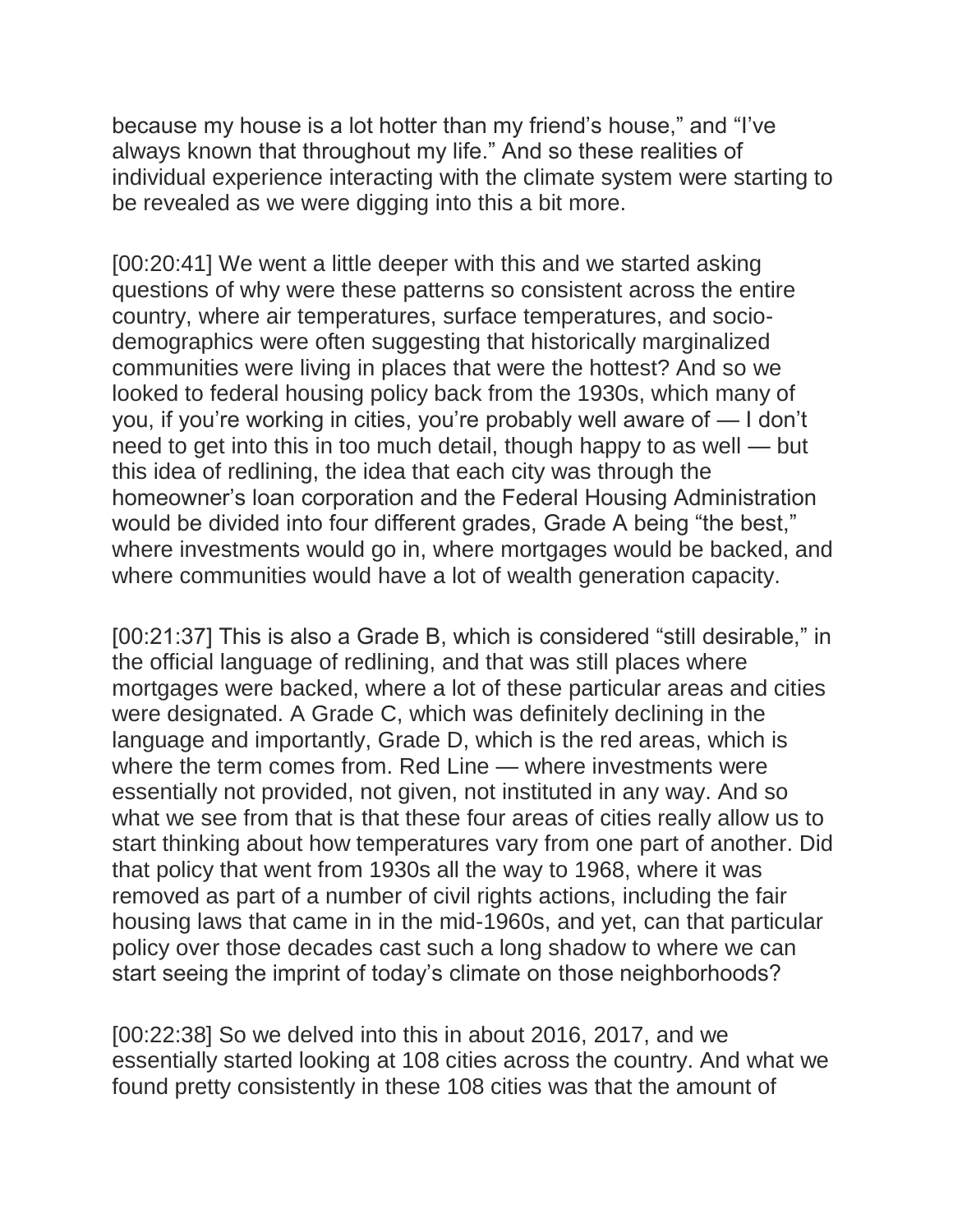because my house is a lot hotter than my friend's house," and "I've always known that throughout my life." And so these realities of individual experience interacting with the climate system were starting to be revealed as we were digging into this a bit more.

[00:20:41] We went a little deeper with this and we started asking questions of why were these patterns so consistent across the entire country, where air temperatures, surface temperatures, and socio-demographics were often suggesting that historically marginalized communities were living in places that were the hottest? And so we looked to federal housing policy back from the 1930s, which many of you, if you're working in cities, you're probably well aware of — I don't need to get into this in too much detail, though happy to as well — but this idea of redlining, the idea that each city was through the homeowner's loan corporation and the Federal Housing Administration would be divided into four different grades, Grade A being "the best," where investments would go in, where mortgages would be backed, and where communities would have a lot of wealth generation capacity.

[00:21:37] This is also a Grade B, which is considered "still desirable," in the official language of redlining, and that was still places where mortgages were backed, where a lot of these particular areas and cities were designated. A Grade C, which was definitely declining in the language and importantly, Grade D, which is the red areas, which is where the term comes from. Red Line — where investments were essentially not provided, not given, not instituted in any way. And so what we see from that is that these four areas of cities really allow us to start thinking about how temperatures vary from one part of another. Did that policy that went from 1930s all the way to 1968, where it was removed as part of a number of civil rights actions, including the fair housing laws that came in in the mid-1960s, and yet, can that particular policy over those decades cast such a long shadow to where we can start seeing the imprint of today's climate on those neighborhoods?

[00:22:38] So we delved into this in about 2016, 2017, and we essentially started looking at 108 cities across the country. And what we found pretty consistently in these 108 cities was that the amount of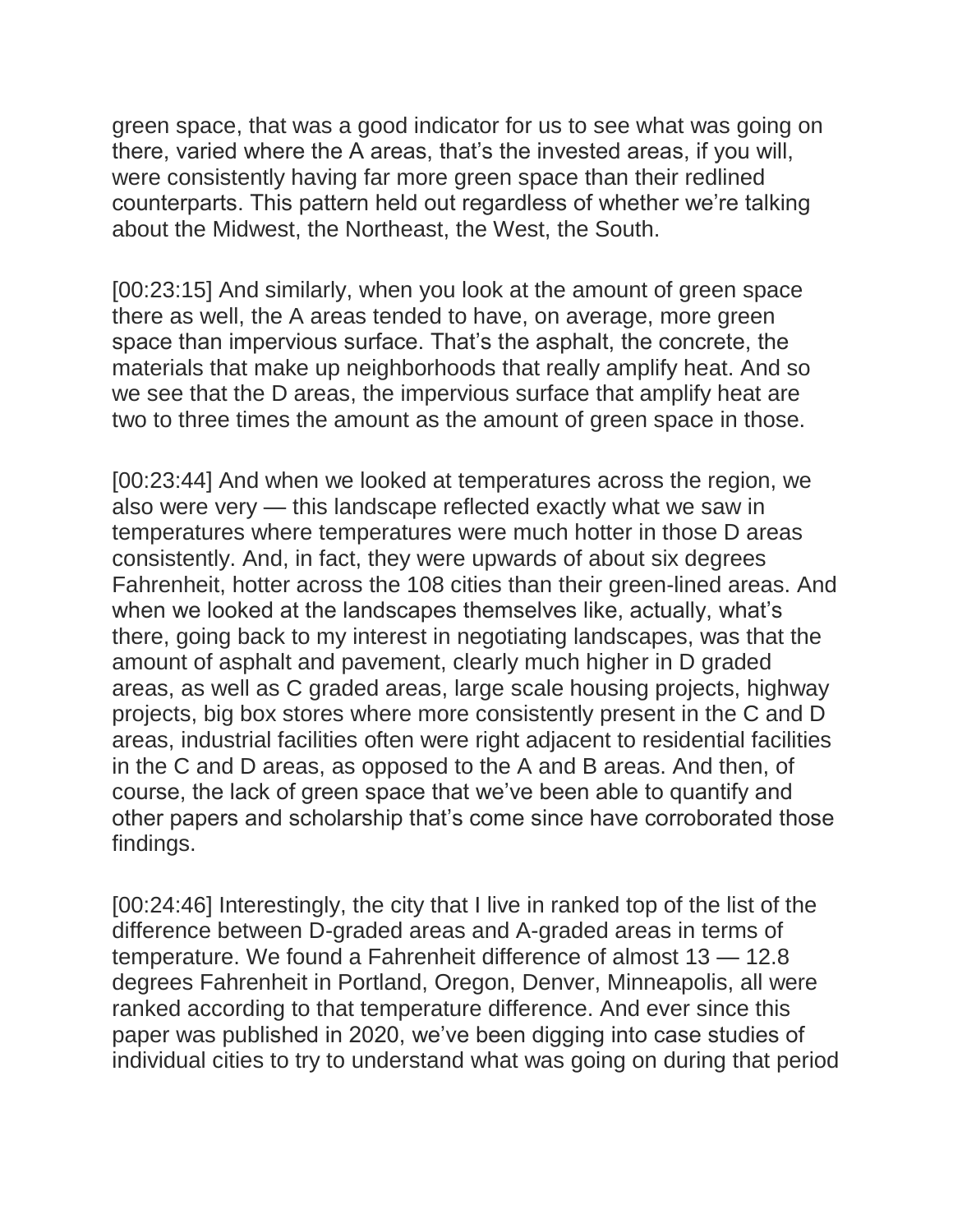green space, that was a good indicator for us to see what was going on there, varied where the A areas, that's the invested areas, if you will, were consistently having far more green space than their redlined counterparts. This pattern held out regardless of whether we're talking about the Midwest, the Northeast, the West, the South.

[00:23:15] And similarly, when you look at the amount of green space there as well, the A areas tended to have, on average, more green space than impervious surface. That's the asphalt, the concrete, the materials that make up neighborhoods that really amplify heat. And so we see that the D areas, the impervious surface that amplify heat are two to three times the amount as the amount of green space in those.

[00:23:44] And when we looked at temperatures across the region, we also were very — this landscape reflected exactly what we saw in temperatures where temperatures were much hotter in those D areas consistently. And, in fact, they were upwards of about six degrees Fahrenheit, hotter across the 108 cities than their green-lined areas. And when we looked at the landscapes themselves like, actually, what's there, going back to my interest in negotiating landscapes, was that the amount of asphalt and pavement, clearly much higher in D graded areas, as well as C graded areas, large scale housing projects, highway projects, big box stores where more consistently present in the C and D areas, industrial facilities often were right adjacent to residential facilities in the C and D areas, as opposed to the A and B areas. And then, of course, the lack of green space that we've been able to quantify and other papers and scholarship that's come since have corroborated those findings.

[00:24:46] Interestingly, the city that I live in ranked top of the list of the difference between D-graded areas and A-graded areas in terms of temperature. We found a Fahrenheit difference of almost 13 — 12.8 degrees Fahrenheit in Portland, Oregon, Denver, Minneapolis, all were ranked according to that temperature difference. And ever since this paper was published in 2020, we've been digging into case studies of individual cities to try to understand what was going on during that period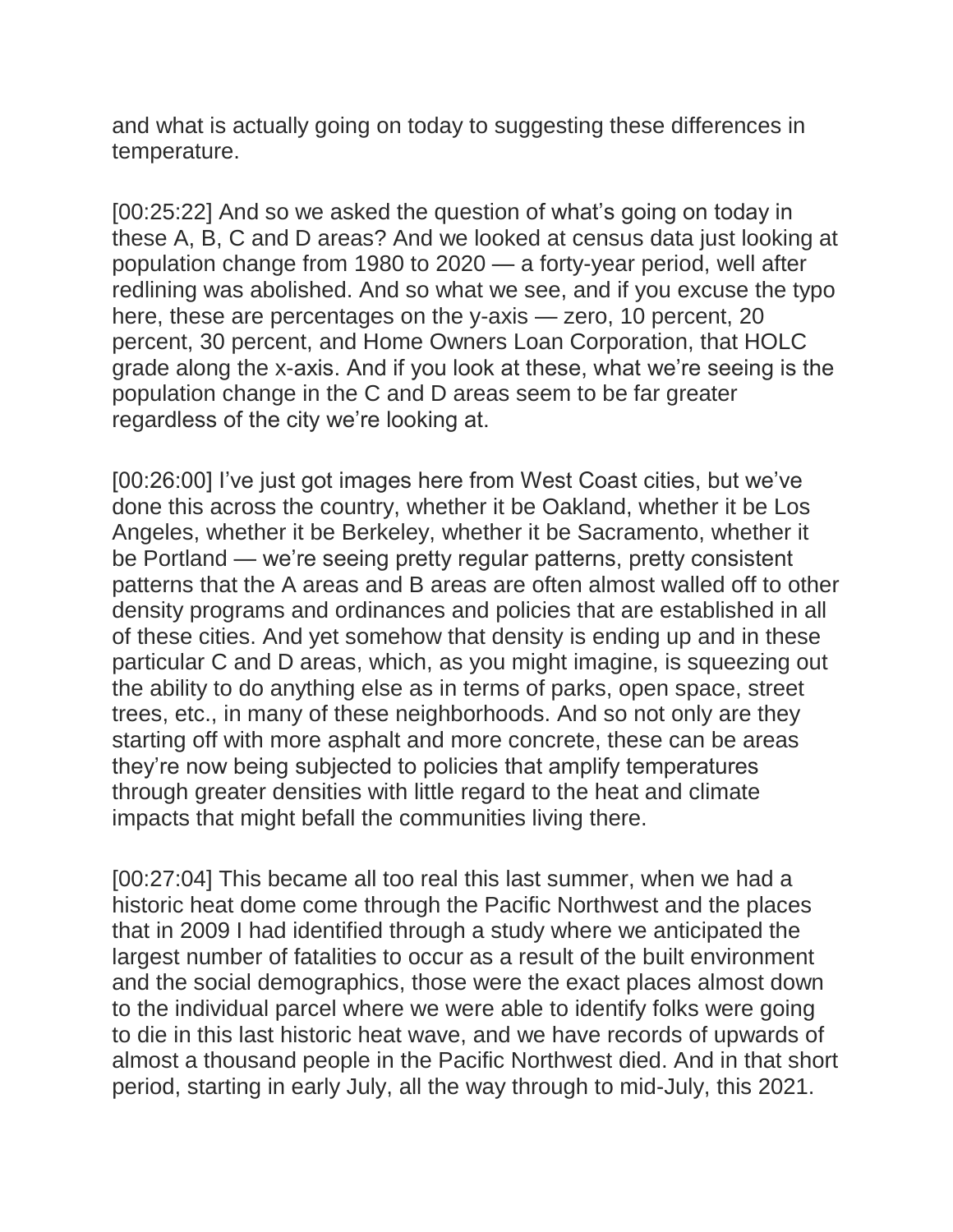and what is actually going on today to suggesting these differences in temperature.

[00:25:22] And so we asked the question of what's going on today in these A, B, C and D areas? And we looked at census data just looking at population change from 1980 to 2020 — a forty-year period, well after redlining was abolished. And so what we see, and if you excuse the typo here, these are percentages on the y-axis — zero, 10 percent, 20 percent, 30 percent, and Home Owners Loan Corporation, that HOLC grade along the x-axis. And if you look at these, what we're seeing is the population change in the C and D areas seem to be far greater regardless of the city we're looking at.

[00:26:00] I've just got images here from West Coast cities, but we've done this across the country, whether it be Oakland, whether it be Los Angeles, whether it be Berkeley, whether it be Sacramento, whether it be Portland — we're seeing pretty regular patterns, pretty consistent patterns that the A areas and B areas are often almost walled off to other density programs and ordinances and policies that are established in all of these cities. And yet somehow that density is ending up and in these particular C and D areas, which, as you might imagine, is squeezing out the ability to do anything else as in terms of parks, open space, street trees, etc., in many of these neighborhoods. And so not only are they starting off with more asphalt and more concrete, these can be areas they're now being subjected to policies that amplify temperatures through greater densities with little regard to the heat and climate impacts that might befall the communities living there.

[00:27:04] This became all too real this last summer, when we had a historic heat dome come through the Pacific Northwest and the places that in 2009 I had identified through a study where we anticipated the largest number of fatalities to occur as a result of the built environment and the social demographics, those were the exact places almost down to the individual parcel where we were able to identify folks were going to die in this last historic heat wave, and we have records of upwards of almost a thousand people in the Pacific Northwest died. And in that short period, starting in early July, all the way through to mid-July, this 2021.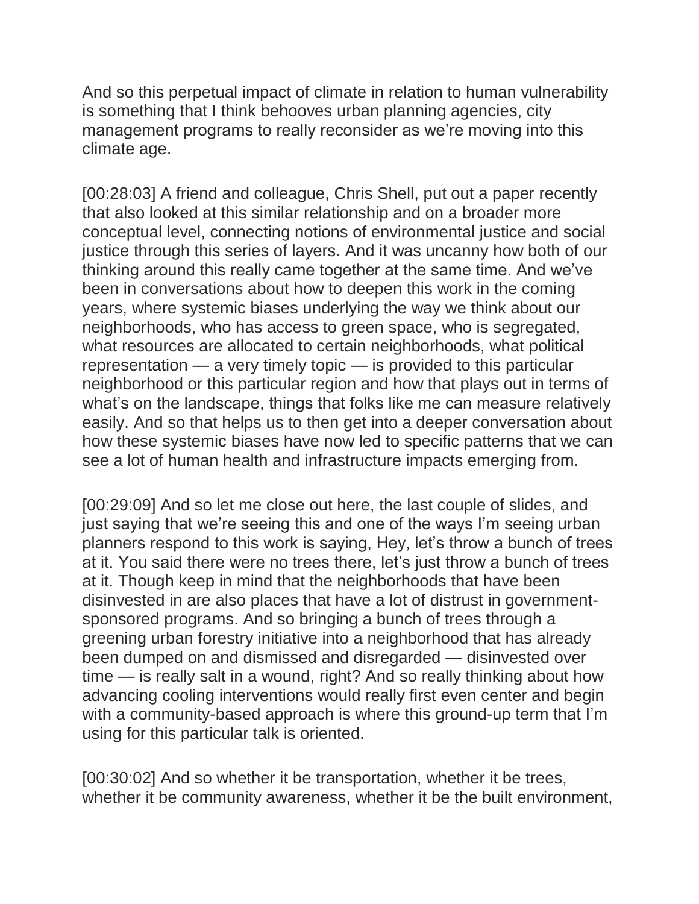And so this perpetual impact of climate in relation to human vulnerability is something that I think behooves urban planning agencies, city management programs to really reconsider as we're moving into this climate age.

[00:28:03] A friend and colleague, Chris Shell, put out a paper recently that also looked at this similar relationship and on a broader more conceptual level, connecting notions of environmental justice and social justice through this series of layers. And it was uncanny how both of our thinking around this really came together at the same time. And we've been in conversations about how to deepen this work in the coming years, where systemic biases underlying the way we think about our neighborhoods, who has access to green space, who is segregated, what resources are allocated to certain neighborhoods, what political representation — a very timely topic — is provided to this particular neighborhood or this particular region and how that plays out in terms of what's on the landscape, things that folks like me can measure relatively easily. And so that helps us to then get into a deeper conversation about how these systemic biases have now led to specific patterns that we can see a lot of human health and infrastructure impacts emerging from.

[00:29:09] And so let me close out here, the last couple of slides, and just saying that we're seeing this and one of the ways I'm seeing urban planners respond to this work is saying, Hey, let's throw a bunch of trees at it. You said there were no trees there, let's just throw a bunch of trees at it. Though keep in mind that the neighborhoods that have been disinvested in are also places that have a lot of distrust in government-sponsored programs. And so bringing a bunch of trees through a greening urban forestry initiative into a neighborhood that has already been dumped on and dismissed and disregarded — disinvested over time — is really salt in a wound, right? And so really thinking about how advancing cooling interventions would really first even center and begin with a community-based approach is where this ground-up term that I'm using for this particular talk is oriented.

[00:30:02] And so whether it be transportation, whether it be trees, whether it be community awareness, whether it be the built environment,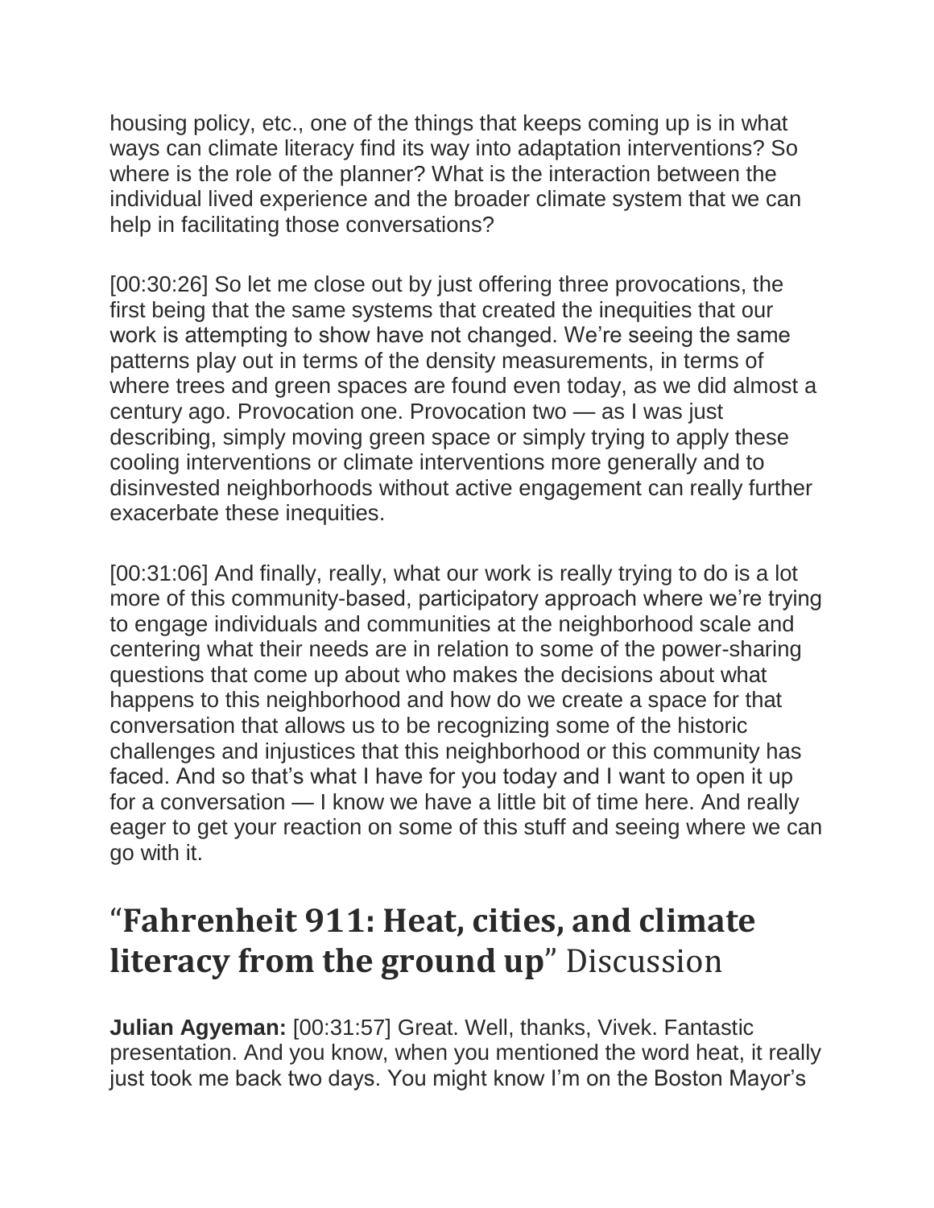housing policy, etc., one of the things that keeps coming up is in what ways can climate literacy find its way into adaptation interventions? So where is the role of the planner? What is the interaction between the individual lived experience and the broader climate system that we can help in facilitating those conversations?

[00:30:26] So let me close out by just offering three provocations, the first being that the same systems that created the inequities that our work is attempting to show have not changed. We're seeing the same patterns play out in terms of the density measurements, in terms of where trees and green spaces are found even today, as we did almost a century ago. Provocation one. Provocation two — as I was just describing, simply moving green space or simply trying to apply these cooling interventions or climate interventions more generally and to disinvested neighborhoods without active engagement can really further exacerbate these inequities.

[00:31:06] And finally, really, what our work is really trying to do is a lot more of this community-based, participatory approach where we're trying to engage individuals and communities at the neighborhood scale and centering what their needs are in relation to some of the power-sharing questions that come up about who makes the decisions about what happens to this neighborhood and how do we create a space for that conversation that allows us to be recognizing some of the historic challenges and injustices that this neighborhood or this community has faced. And so that's what I have for you today and I want to open it up for a conversation — I know we have a little bit of time here. And really eager to get your reaction on some of this stuff and seeing where we can go with it.

## "**Fahrenheit 911: Heat, cities, and climate literacy from the ground up**" Discussion

**Julian Agyeman:** [00:31:57] Great. Well, thanks, Vivek. Fantastic presentation. And you know, when you mentioned the word heat, it really just took me back two days. You might know I'm on the Boston Mayor's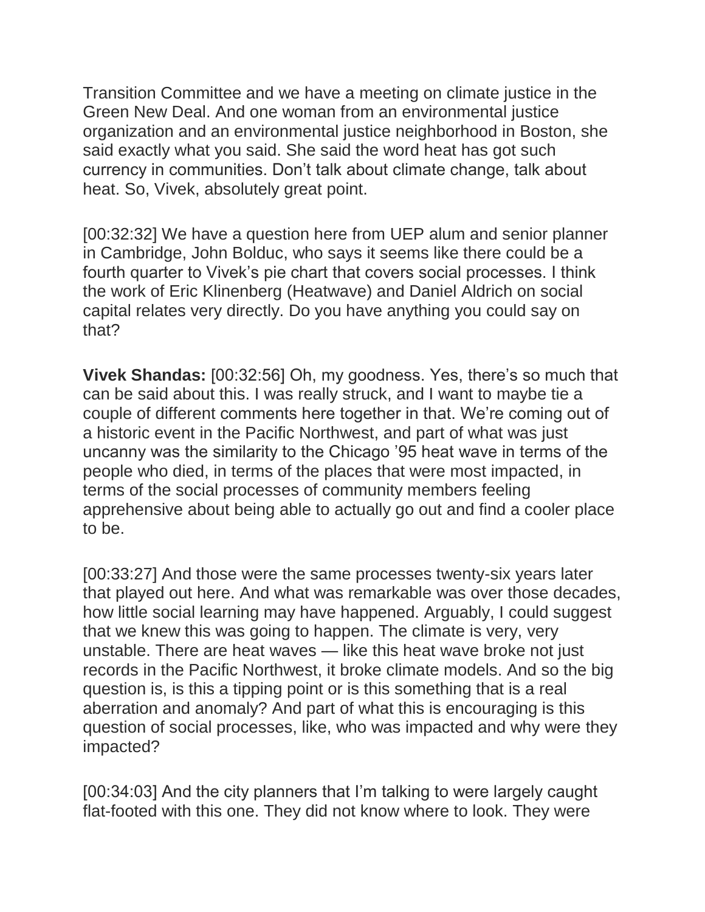Transition Committee and we have a meeting on climate justice in the Green New Deal. And one woman from an environmental justice organization and an environmental justice neighborhood in Boston, she said exactly what you said. She said the word heat has got such currency in communities. Don't talk about climate change, talk about heat. So, Vivek, absolutely great point.

[00:32:32] We have a question here from UEP alum and senior planner in Cambridge, John Bolduc, who says it seems like there could be a fourth quarter to Vivek's pie chart that covers social processes. I think the work of Eric Klinenberg (Heatwave) and Daniel Aldrich on social capital relates very directly. Do you have anything you could say on that?

**Vivek Shandas:** [00:32:56] Oh, my goodness. Yes, there's so much that can be said about this. I was really struck, and I want to maybe tie a couple of different comments here together in that. We're coming out of a historic event in the Pacific Northwest, and part of what was just uncanny was the similarity to the Chicago '95 heat wave in terms of the people who died, in terms of the places that were most impacted, in terms of the social processes of community members feeling apprehensive about being able to actually go out and find a cooler place to be.

[00:33:27] And those were the same processes twenty-six years later that played out here. And what was remarkable was over those decades, how little social learning may have happened. Arguably, I could suggest that we knew this was going to happen. The climate is very, very unstable. There are heat waves — like this heat wave broke not just records in the Pacific Northwest, it broke climate models. And so the big question is, is this a tipping point or is this something that is a real aberration and anomaly? And part of what this is encouraging is this question of social processes, like, who was impacted and why were they impacted?

[00:34:03] And the city planners that I'm talking to were largely caught flat-footed with this one. They did not know where to look. They were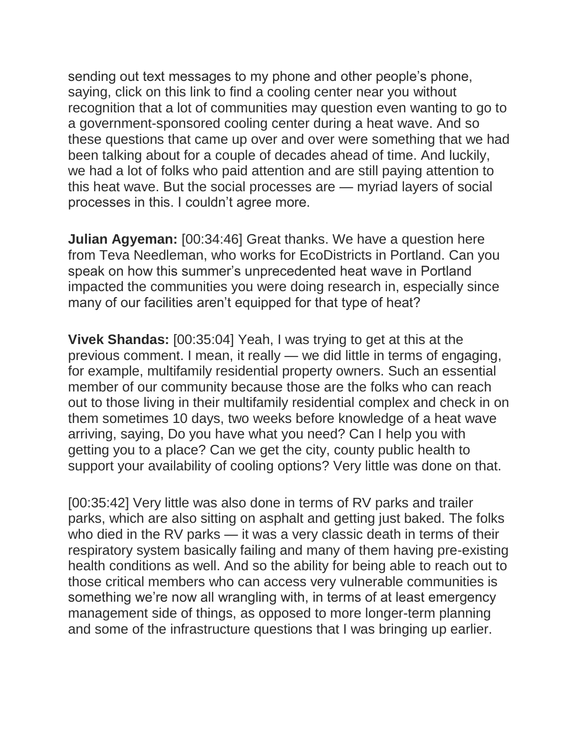sending out text messages to my phone and other people's phone, saying, click on this link to find a cooling center near you without recognition that a lot of communities may question even wanting to go to a government-sponsored cooling center during a heat wave. And so these questions that came up over and over were something that we had been talking about for a couple of decades ahead of time. And luckily, we had a lot of folks who paid attention and are still paying attention to this heat wave. But the social processes are — myriad layers of social processes in this. I couldn't agree more.

**Julian Agyeman:** [00:34:46] Great thanks. We have a question here from Teva Needleman, who works for EcoDistricts in Portland. Can you speak on how this summer's unprecedented heat wave in Portland impacted the communities you were doing research in, especially since many of our facilities aren't equipped for that type of heat?

**Vivek Shandas:** [00:35:04] Yeah, I was trying to get at this at the previous comment. I mean, it really — we did little in terms of engaging, for example, multifamily residential property owners. Such an essential member of our community because those are the folks who can reach out to those living in their multifamily residential complex and check in on them sometimes 10 days, two weeks before knowledge of a heat wave arriving, saying, Do you have what you need? Can I help you with getting you to a place? Can we get the city, county public health to support your availability of cooling options? Very little was done on that.

[00:35:42] Very little was also done in terms of RV parks and trailer parks, which are also sitting on asphalt and getting just baked. The folks who died in the RV parks — it was a very classic death in terms of their respiratory system basically failing and many of them having pre-existing health conditions as well. And so the ability for being able to reach out to those critical members who can access very vulnerable communities is something we're now all wrangling with, in terms of at least emergency management side of things, as opposed to more longer-term planning and some of the infrastructure questions that I was bringing up earlier.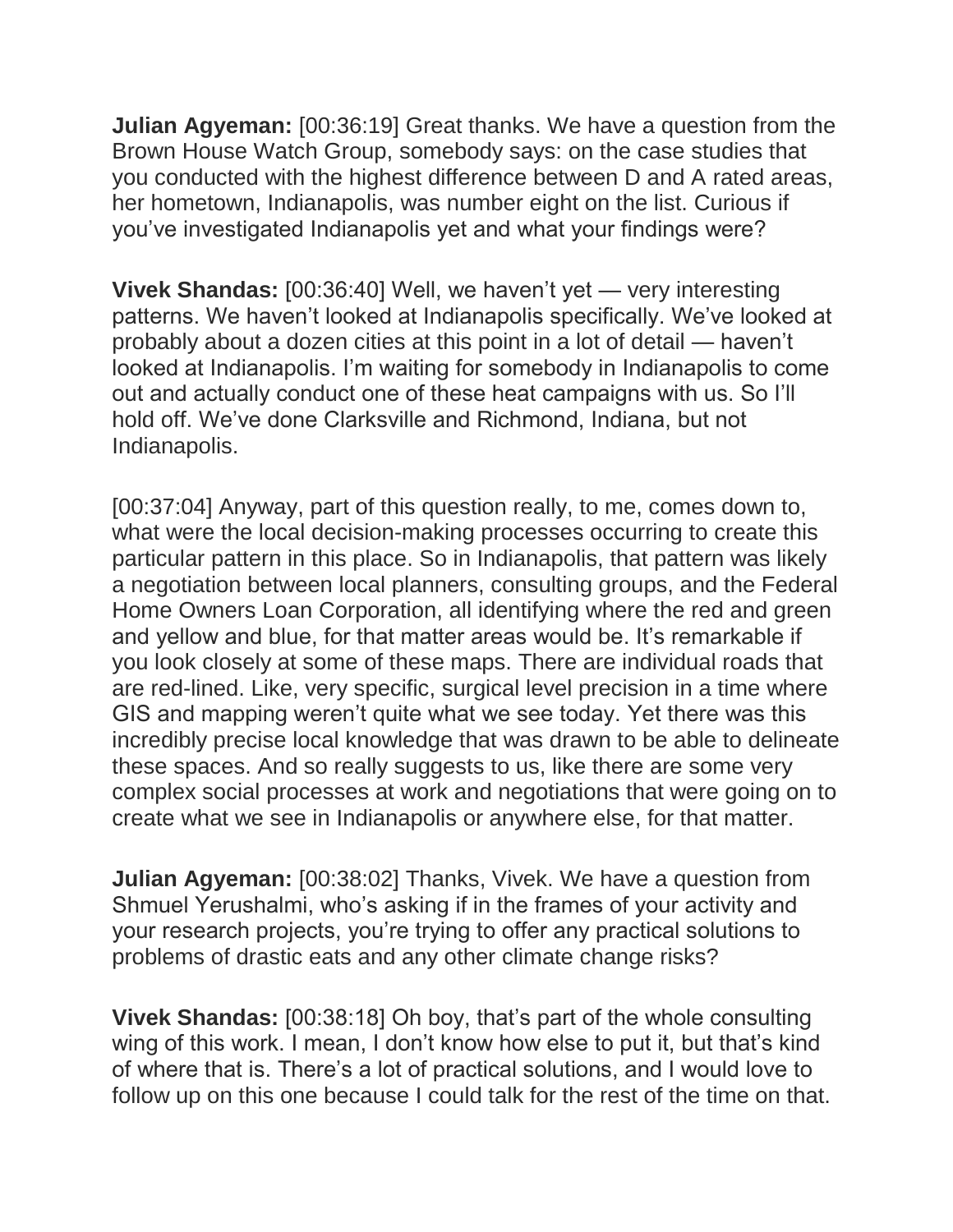**Julian Agyeman:** [00:36:19] Great thanks. We have a question from the Brown House Watch Group, somebody says: on the case studies that you conducted with the highest difference between D and A rated areas, her hometown, Indianapolis, was number eight on the list. Curious if you've investigated Indianapolis yet and what your findings were?

**Vivek Shandas:** [00:36:40] Well, we haven't yet — very interesting patterns. We haven't looked at Indianapolis specifically. We've looked at probably about a dozen cities at this point in a lot of detail — haven't looked at Indianapolis. I'm waiting for somebody in Indianapolis to come out and actually conduct one of these heat campaigns with us. So I'll hold off. We've done Clarksville and Richmond, Indiana, but not Indianapolis.

[00:37:04] Anyway, part of this question really, to me, comes down to, what were the local decision-making processes occurring to create this particular pattern in this place. So in Indianapolis, that pattern was likely a negotiation between local planners, consulting groups, and the Federal Home Owners Loan Corporation, all identifying where the red and green and yellow and blue, for that matter areas would be. It's remarkable if you look closely at some of these maps. There are individual roads that are red-lined. Like, very specific, surgical level precision in a time where GIS and mapping weren't quite what we see today. Yet there was this incredibly precise local knowledge that was drawn to be able to delineate these spaces. And so really suggests to us, like there are some very complex social processes at work and negotiations that were going on to create what we see in Indianapolis or anywhere else, for that matter.

**Julian Agyeman:** [00:38:02] Thanks, Vivek. We have a question from Shmuel Yerushalmi, who's asking if in the frames of your activity and your research projects, you're trying to offer any practical solutions to problems of drastic eats and any other climate change risks?

**Vivek Shandas:** [00:38:18] Oh boy, that's part of the whole consulting wing of this work. I mean, I don't know how else to put it, but that's kind of where that is. There's a lot of practical solutions, and I would love to follow up on this one because I could talk for the rest of the time on that.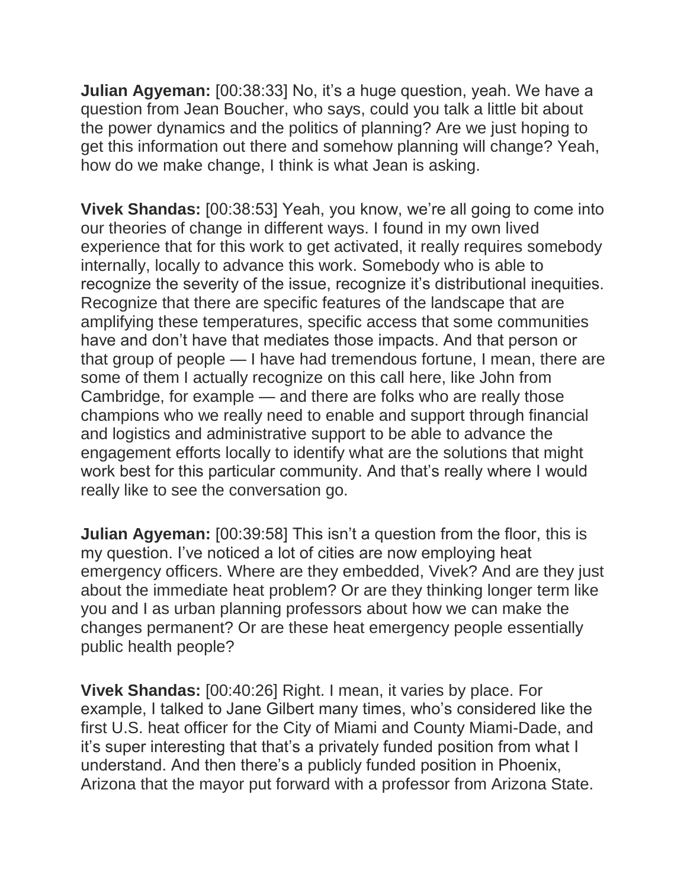**Julian Agyeman:** [00:38:33] No, it's a huge question, yeah. We have a question from Jean Boucher, who says, could you talk a little bit about the power dynamics and the politics of planning? Are we just hoping to get this information out there and somehow planning will change? Yeah, how do we make change, I think is what Jean is asking.

**Vivek Shandas:** [00:38:53] Yeah, you know, we're all going to come into our theories of change in different ways. I found in my own lived experience that for this work to get activated, it really requires somebody internally, locally to advance this work. Somebody who is able to recognize the severity of the issue, recognize it's distributional inequities. Recognize that there are specific features of the landscape that are amplifying these temperatures, specific access that some communities have and don't have that mediates those impacts. And that person or that group of people — I have had tremendous fortune, I mean, there are some of them I actually recognize on this call here, like John from Cambridge, for example — and there are folks who are really those champions who we really need to enable and support through financial and logistics and administrative support to be able to advance the engagement efforts locally to identify what are the solutions that might work best for this particular community. And that's really where I would really like to see the conversation go.

**Julian Agyeman:** [00:39:58] This isn't a question from the floor, this is my question. I've noticed a lot of cities are now employing heat emergency officers. Where are they embedded, Vivek? And are they just about the immediate heat problem? Or are they thinking longer term like you and I as urban planning professors about how we can make the changes permanent? Or are these heat emergency people essentially public health people?

**Vivek Shandas:** [00:40:26] Right. I mean, it varies by place. For example, I talked to Jane Gilbert many times, who's considered like the first U.S. heat officer for the City of Miami and County Miami-Dade, and it's super interesting that that's a privately funded position from what I understand. And then there's a publicly funded position in Phoenix, Arizona that the mayor put forward with a professor from Arizona State.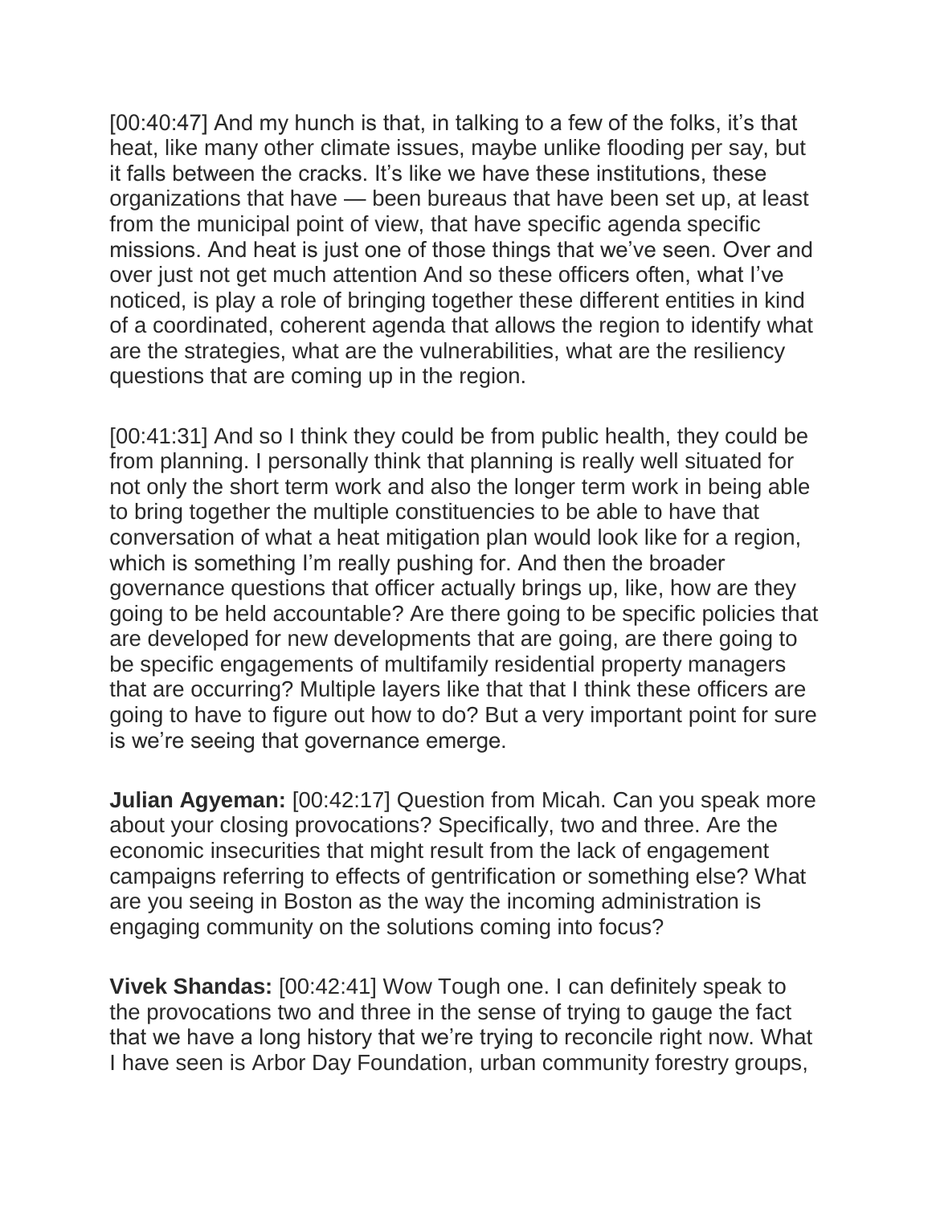[00:40:47] And my hunch is that, in talking to a few of the folks, it's that heat, like many other climate issues, maybe unlike flooding per say, but it falls between the cracks. It's like we have these institutions, these organizations that have — been bureaus that have been set up, at least from the municipal point of view, that have specific agenda specific missions. And heat is just one of those things that we've seen. Over and over just not get much attention And so these officers often, what I've noticed, is play a role of bringing together these different entities in kind of a coordinated, coherent agenda that allows the region to identify what are the strategies, what are the vulnerabilities, what are the resiliency questions that are coming up in the region.

[00:41:31] And so I think they could be from public health, they could be from planning. I personally think that planning is really well situated for not only the short term work and also the longer term work in being able to bring together the multiple constituencies to be able to have that conversation of what a heat mitigation plan would look like for a region, which is something I'm really pushing for. And then the broader governance questions that officer actually brings up, like, how are they going to be held accountable? Are there going to be specific policies that are developed for new developments that are going, are there going to be specific engagements of multifamily residential property managers that are occurring? Multiple layers like that that I think these officers are going to have to figure out how to do? But a very important point for sure is we're seeing that governance emerge.

**Julian Agyeman:** [00:42:17] Question from Micah. Can you speak more about your closing provocations? Specifically, two and three. Are the economic insecurities that might result from the lack of engagement campaigns referring to effects of gentrification or something else? What are you seeing in Boston as the way the incoming administration is engaging community on the solutions coming into focus?

**Vivek Shandas:** [00:42:41] Wow Tough one. I can definitely speak to the provocations two and three in the sense of trying to gauge the fact that we have a long history that we're trying to reconcile right now. What I have seen is Arbor Day Foundation, urban community forestry groups,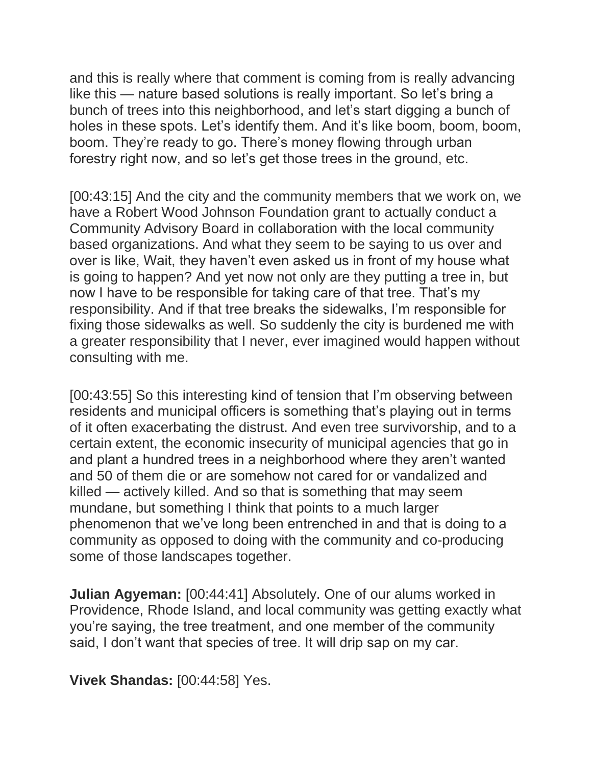and this is really where that comment is coming from is really advancing like this — nature based solutions is really important. So let's bring a bunch of trees into this neighborhood, and let's start digging a bunch of holes in these spots. Let's identify them. And it's like boom, boom, boom, boom. They're ready to go. There's money flowing through urban forestry right now, and so let's get those trees in the ground, etc.

[00:43:15] And the city and the community members that we work on, we have a Robert Wood Johnson Foundation grant to actually conduct a Community Advisory Board in collaboration with the local community based organizations. And what they seem to be saying to us over and over is like, Wait, they haven't even asked us in front of my house what is going to happen? And yet now not only are they putting a tree in, but now I have to be responsible for taking care of that tree. That's my responsibility. And if that tree breaks the sidewalks, I'm responsible for fixing those sidewalks as well. So suddenly the city is burdened me with a greater responsibility that I never, ever imagined would happen without consulting with me.

[00:43:55] So this interesting kind of tension that I'm observing between residents and municipal officers is something that's playing out in terms of it often exacerbating the distrust. And even tree survivorship, and to a certain extent, the economic insecurity of municipal agencies that go in and plant a hundred trees in a neighborhood where they aren't wanted and 50 of them die or are somehow not cared for or vandalized and killed — actively killed. And so that is something that may seem mundane, but something I think that points to a much larger phenomenon that we've long been entrenched in and that is doing to a community as opposed to doing with the community and co-producing some of those landscapes together.

**Julian Agyeman:** [00:44:41] Absolutely. One of our alums worked in Providence, Rhode Island, and local community was getting exactly what you're saying, the tree treatment, and one member of the community said, I don't want that species of tree. It will drip sap on my car.

**Vivek Shandas:** [00:44:58] Yes.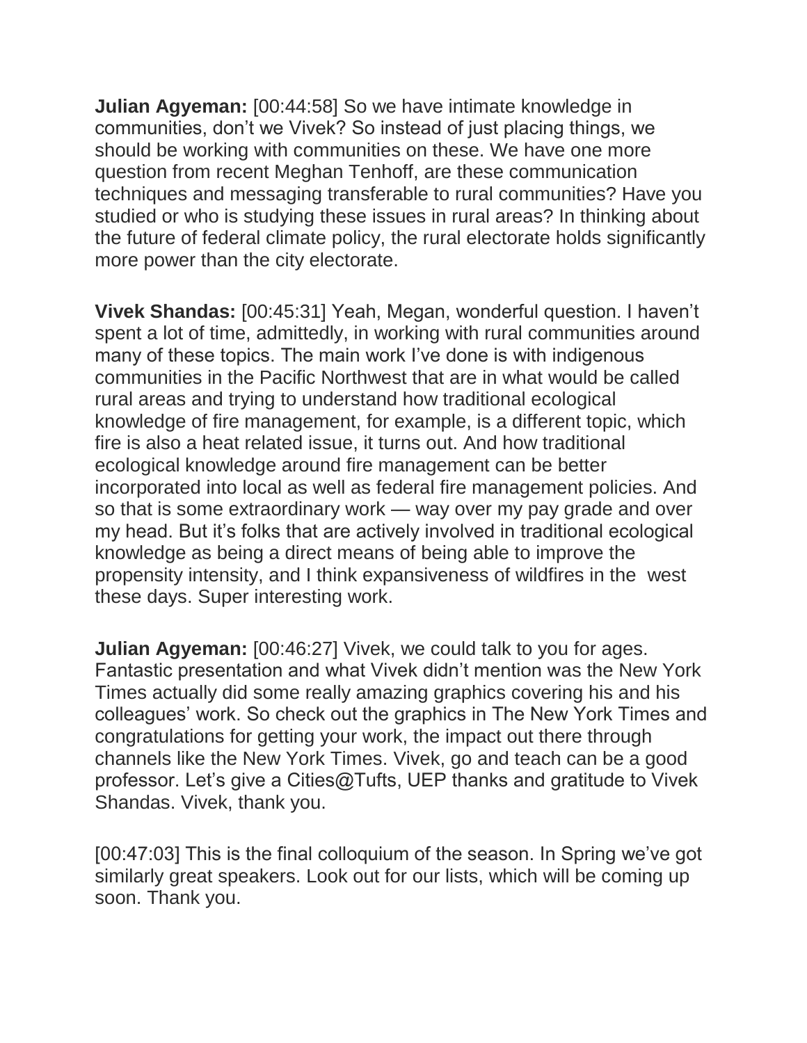**Julian Agyeman:** [00:44:58] So we have intimate knowledge in communities, don't we Vivek? So instead of just placing things, we should be working with communities on these. We have one more question from recent Meghan Tenhoff, are these communication techniques and messaging transferable to rural communities? Have you studied or who is studying these issues in rural areas? In thinking about the future of federal climate policy, the rural electorate holds significantly more power than the city electorate.

**Vivek Shandas:** [00:45:31] Yeah, Megan, wonderful question. I haven't spent a lot of time, admittedly, in working with rural communities around many of these topics. The main work I've done is with indigenous communities in the Pacific Northwest that are in what would be called rural areas and trying to understand how traditional ecological knowledge of fire management, for example, is a different topic, which fire is also a heat related issue, it turns out. And how traditional ecological knowledge around fire management can be better incorporated into local as well as federal fire management policies. And so that is some extraordinary work — way over my pay grade and over my head. But it's folks that are actively involved in traditional ecological knowledge as being a direct means of being able to improve the propensity intensity, and I think expansiveness of wildfires in the west these days. Super interesting work.

**Julian Agyeman:** [00:46:27] Vivek, we could talk to you for ages. Fantastic presentation and what Vivek didn't mention was the New York Times actually did some really amazing graphics covering his and his colleagues' work. So check out the graphics in The New York Times and congratulations for getting your work, the impact out there through channels like the New York Times. Vivek, go and teach can be a good professor. Let's give a Cities@Tufts, UEP thanks and gratitude to Vivek Shandas. Vivek, thank you.

[00:47:03] This is the final colloquium of the season. In Spring we've got similarly great speakers. Look out for our lists, which will be coming up soon. Thank you.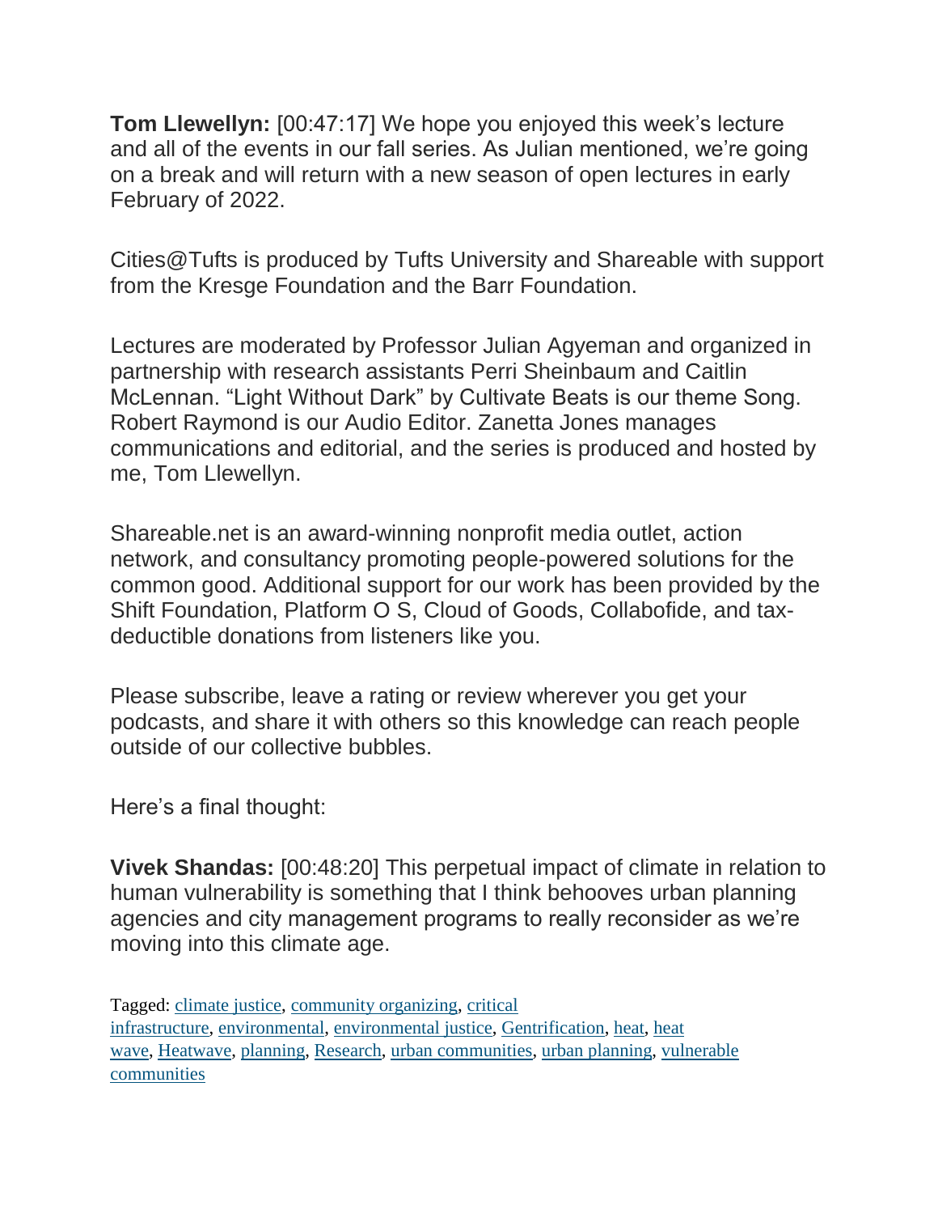**Tom Llewellyn:** [00:47:17] We hope you enjoyed this week's lecture and all of the events in our fall series. As Julian mentioned, we're going on a break and will return with a new season of open lectures in early February of 2022.

Cities@Tufts is produced by Tufts University and Shareable with support from the Kresge Foundation and the Barr Foundation.

Lectures are moderated by Professor Julian Agyeman and organized in partnership with research assistants Perri Sheinbaum and Caitlin McLennan. "Light Without Dark" by Cultivate Beats is our theme Song. Robert Raymond is our Audio Editor. Zanetta Jones manages communications and editorial, and the series is produced and hosted by me, Tom Llewellyn.

Shareable.net is an award-winning nonprofit media outlet, action network, and consultancy promoting people-powered solutions for the common good. Additional support for our work has been provided by the Shift Foundation, Platform O S, Cloud of Goods, Collabofide, and tax-deductible donations from listeners like you.

Please subscribe, leave a rating or review wherever you get your podcasts, and share it with others so this knowledge can reach people outside of our collective bubbles.

Here's a final thought:

**Vivek Shandas:** [00:48:20] This perpetual impact of climate in relation to human vulnerability is something that I think behooves urban planning agencies and city management programs to really reconsider as we're moving into this climate age.

Tagged: climate justice, community organizing, critical infrastructure, environmental, environmental justice, Gentrification, heat, heat wave, Heatwave, planning, Research, urban communities, urban planning, vulnerable communities